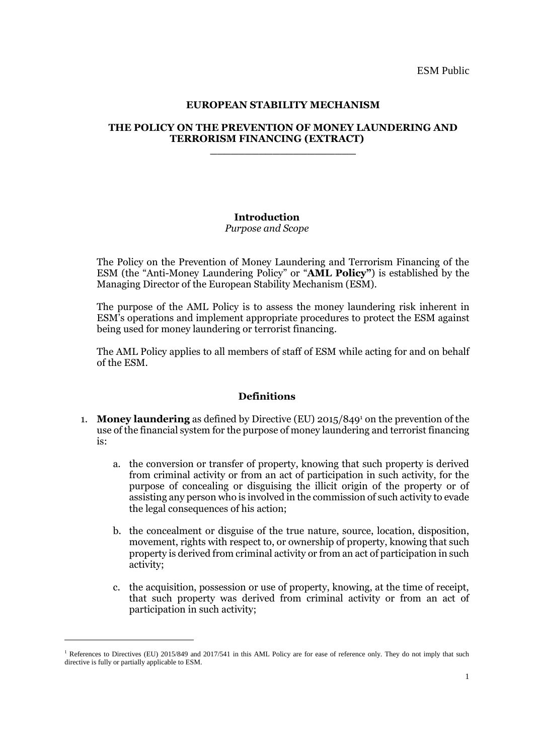ESM Public

**EUROPEAN STABILITY MECHANISM**

**THE POLICY ON THE PREVENTION OF MONEY LAUNDERING AND TERRORISM FINANCING (EXTRACT)**

## Introduction

*Purpose and Scope*

The Policy on the Prevention of Money Laundering and Terrorism Financing of the ESM (the "Anti-Money Laundering Policy" or "**AML Policy"**) is established by the Managing Director of the European Stability Mechanism (ESM).

The purpose of the AML Policy is to assess the money laundering risk inherent in ESM's operations and implement appropriate procedures to protect the ESM against being used for money laundering or terrorist financing.

The AML Policy applies to all members of staff of ESM while acting for and on behalf of the ESM.

## Definitions

1. **Money laundering** as defined by Directive (EU) 2015/849[1] on the prevention of the use of the financial system for the purpose of money laundering and terrorist financing is:

    a. the conversion or transfer of property, knowing that such property is derived from criminal activity or from an act of participation in such activity, for the purpose of concealing or disguising the illicit origin of the property or of assisting any person who is involved in the commission of such activity to evade the legal consequences of his action;

    b. the concealment or disguise of the true nature, source, location, disposition, movement, rights with respect to, or ownership of property, knowing that such property is derived from criminal activity or from an act of participation in such activity;

    c. the acquisition, possession or use of property, knowing, at the time of receipt, that such property was derived from criminal activity or from an act of participation in such activity;

[1] References to Directives (EU) 2015/849 and 2017/541 in this AML Policy are for ease of reference only. They do not imply that such directive is fully or partially applicable to ESM.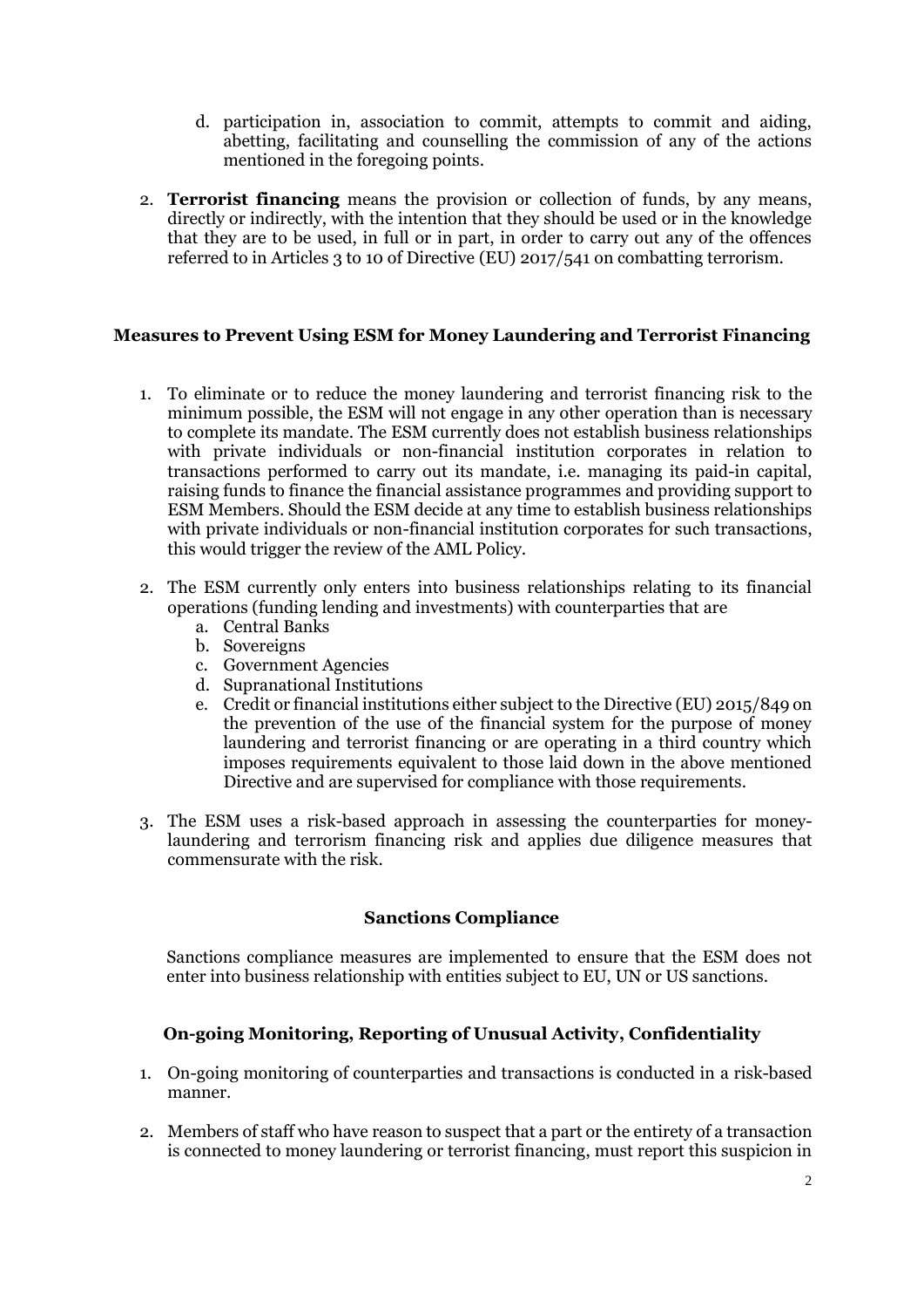d. participation in, association to commit, attempts to commit and aiding, abetting, facilitating and counselling the commission of any of the actions mentioned in the foregoing points.

2. **Terrorist financing** means the provision or collection of funds, by any means, directly or indirectly, with the intention that they should be used or in the knowledge that they are to be used, in full or in part, in order to carry out any of the offences referred to in Articles 3 to 10 of Directive (EU) 2017/541 on combatting terrorism.

## Measures to Prevent Using ESM for Money Laundering and Terrorist Financing

1. To eliminate or to reduce the money laundering and terrorist financing risk to the minimum possible, the ESM will not engage in any other operation than is necessary to complete its mandate. The ESM currently does not establish business relationships with private individuals or non-financial institution corporates in relation to transactions performed to carry out its mandate, i.e. managing its paid-in capital, raising funds to finance the financial assistance programmes and providing support to ESM Members. Should the ESM decide at any time to establish business relationships with private individuals or non-financial institution corporates for such transactions, this would trigger the review of the AML Policy.

2. The ESM currently only enters into business relationships relating to its financial operations (funding lending and investments) with counterparties that are
   a. Central Banks
   b. Sovereigns
   c. Government Agencies
   d. Supranational Institutions
   e. Credit or financial institutions either subject to the Directive (EU) 2015/849 on the prevention of the use of the financial system for the purpose of money laundering and terrorist financing or are operating in a third country which imposes requirements equivalent to those laid down in the above mentioned Directive and are supervised for compliance with those requirements.

3. The ESM uses a risk-based approach in assessing the counterparties for money-laundering and terrorism financing risk and applies due diligence measures that commensurate with the risk.

## Sanctions Compliance

Sanctions compliance measures are implemented to ensure that the ESM does not enter into business relationship with entities subject to EU, UN or US sanctions.

## On-going Monitoring, Reporting of Unusual Activity, Confidentiality

1. On-going monitoring of counterparties and transactions is conducted in a risk-based manner.

2. Members of staff who have reason to suspect that a part or the entirety of a transaction is connected to money laundering or terrorist financing, must report this suspicion in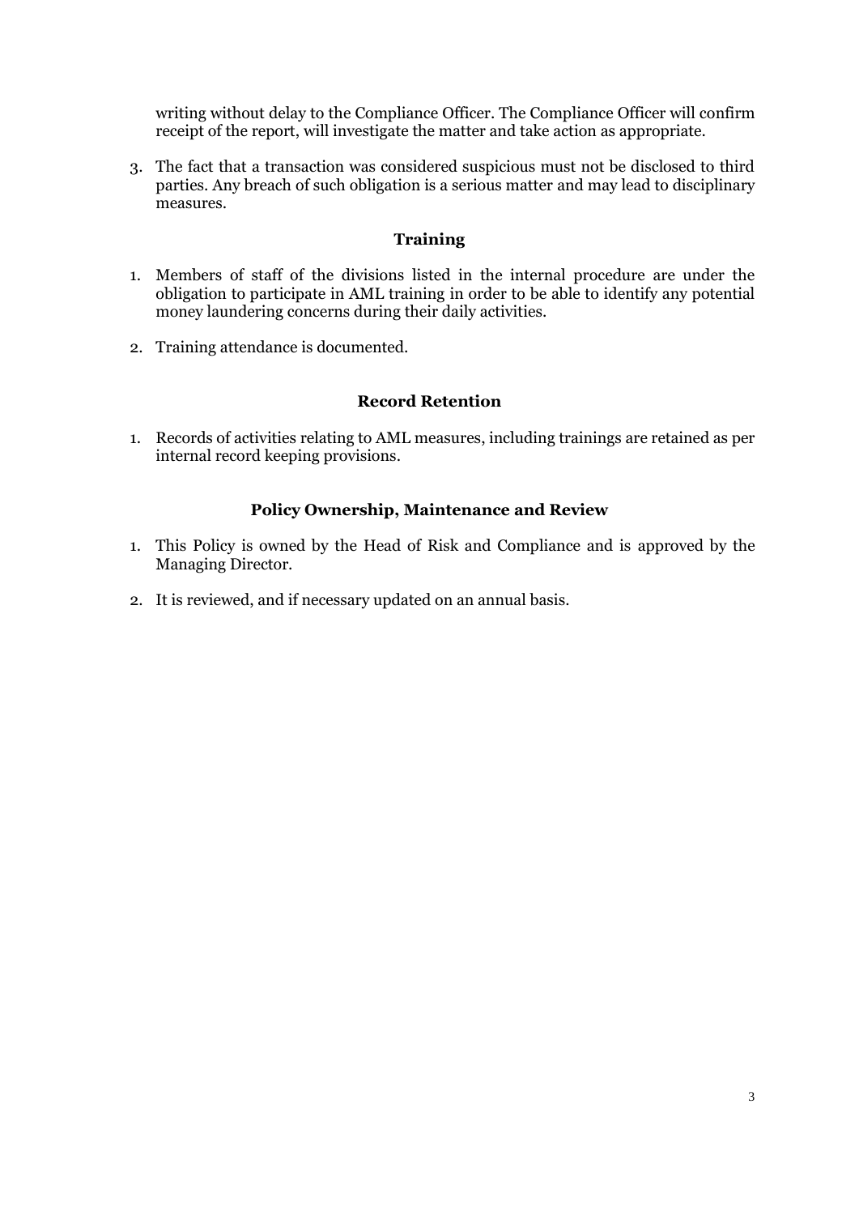writing without delay to the Compliance Officer. The Compliance Officer will confirm receipt of the report, will investigate the matter and take action as appropriate.

3. The fact that a transaction was considered suspicious must not be disclosed to third parties. Any breach of such obligation is a serious matter and may lead to disciplinary measures.

## Training

1. Members of staff of the divisions listed in the internal procedure are under the obligation to participate in AML training in order to be able to identify any potential money laundering concerns during their daily activities.
2. Training attendance is documented.

## Record Retention

1. Records of activities relating to AML measures, including trainings are retained as per internal record keeping provisions.

## Policy Ownership, Maintenance and Review

1. This Policy is owned by the Head of Risk and Compliance and is approved by the Managing Director.
2. It is reviewed, and if necessary updated on an annual basis.